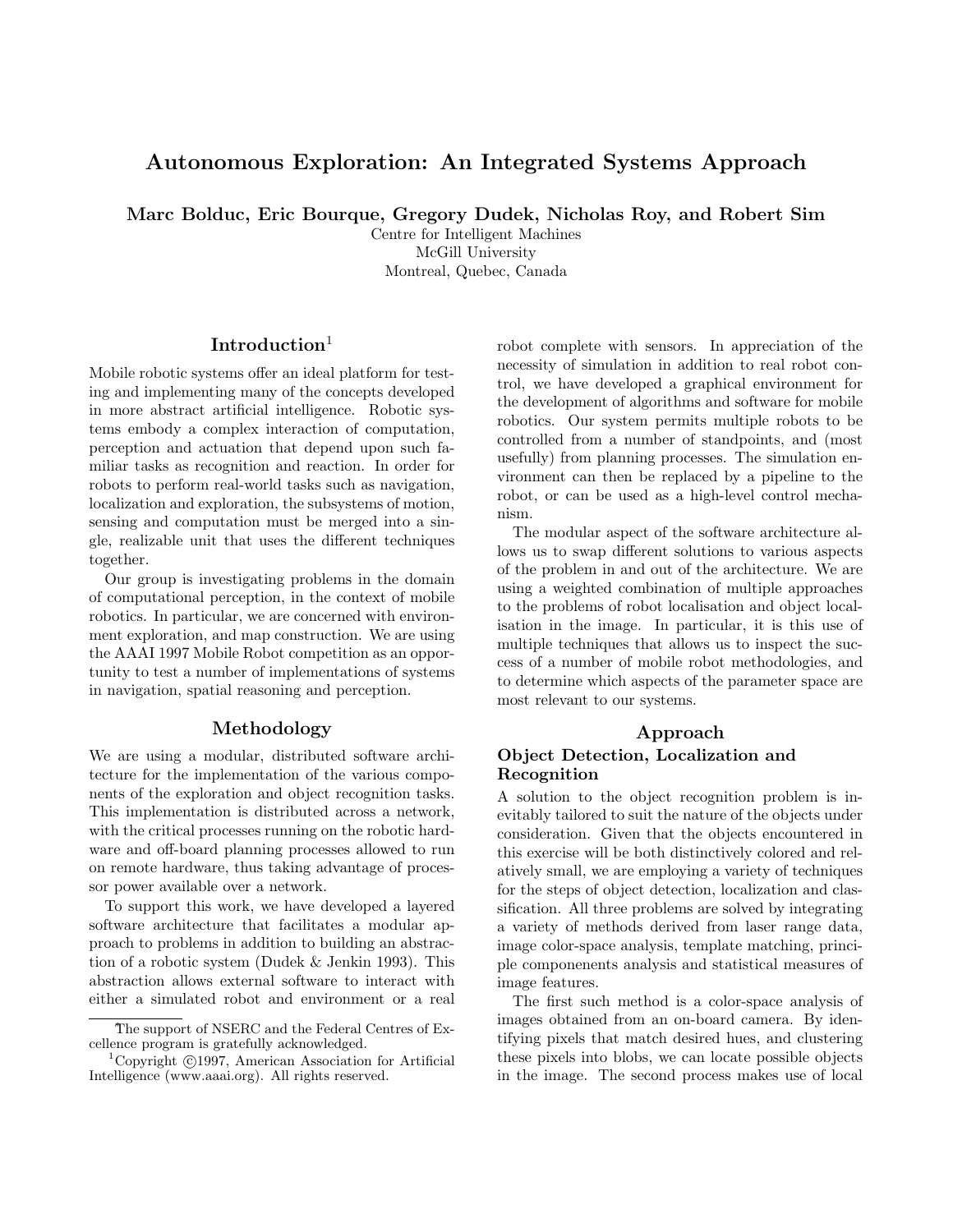# Autonomous Exploration: An Integrated Systems Approach

**Marc Bolduc, Eric Bourque, Gregory Dudek, Nicholas Roy, and Robert Sim**

Centre for Intelligent Machines
McGill University
Montreal, Quebec, Canada

## Introduction[1]

Mobile robotic systems offer an ideal platform for testing and implementing many of the concepts developed in more abstract artificial intelligence. Robotic systems embody a complex interaction of computation, perception and actuation that depend upon such familiar tasks as recognition and reaction. In order for robots to perform real-world tasks such as navigation, localization and exploration, the subsystems of motion, sensing and computation must be merged into a single, realizable unit that uses the different techniques together.

Our group is investigating problems in the domain of computational perception, in the context of mobile robotics. In particular, we are concerned with environment exploration, and map construction. We are using the AAAI 1997 Mobile Robot competition as an opportunity to test a number of implementations of systems in navigation, spatial reasoning and perception.

## Methodology

We are using a modular, distributed software architecture for the implementation of the various components of the exploration and object recognition tasks. This implementation is distributed across a network, with the critical processes running on the robotic hardware and off-board planning processes allowed to run on remote hardware, thus taking advantage of processor power available over a network.

To support this work, we have developed a layered software architecture that facilitates a modular approach to problems in addition to building an abstraction of a robotic system (Dudek & Jenkin 1993). This abstraction allows external software to interact with either a simulated robot and environment or a real robot complete with sensors. In appreciation of the necessity of simulation in addition to real robot control, we have developed a graphical environment for the development of algorithms and software for mobile robotics. Our system permits multiple robots to be controlled from a number of standpoints, and (most usefully) from planning processes. The simulation environment can then be replaced by a pipeline to the robot, or can be used as a high-level control mechanism.

The modular aspect of the software architecture allows us to swap different solutions to various aspects of the problem in and out of the architecture. We are using a weighted combination of multiple approaches to the problems of robot localisation and object localisation in the image. In particular, it is this use of multiple techniques that allows us to inspect the success of a number of mobile robot methodologies, and to determine which aspects of the parameter space are most relevant to our systems.

## Approach

### Object Detection, Localization and Recognition

A solution to the object recognition problem is inevitably tailored to suit the nature of the objects under consideration. Given that the objects encountered in this exercise will be both distinctively colored and relatively small, we are employing a variety of techniques for the steps of object detection, localization and classification. All three problems are solved by integrating a variety of methods derived from laser range data, image color-space analysis, template matching, principle componenents analysis and statistical measures of image features.

The first such method is a color-space analysis of images obtained from an on-board camera. By identifying pixels that match desired hues, and clustering these pixels into blobs, we can locate possible objects in the image. The second process makes use of local

---

The support of NSERC and the Federal Centres of Excellence program is gratefully acknowledged.

[1] Copyright ©1997, American Association for Artificial Intelligence (www.aaai.org). All rights reserved.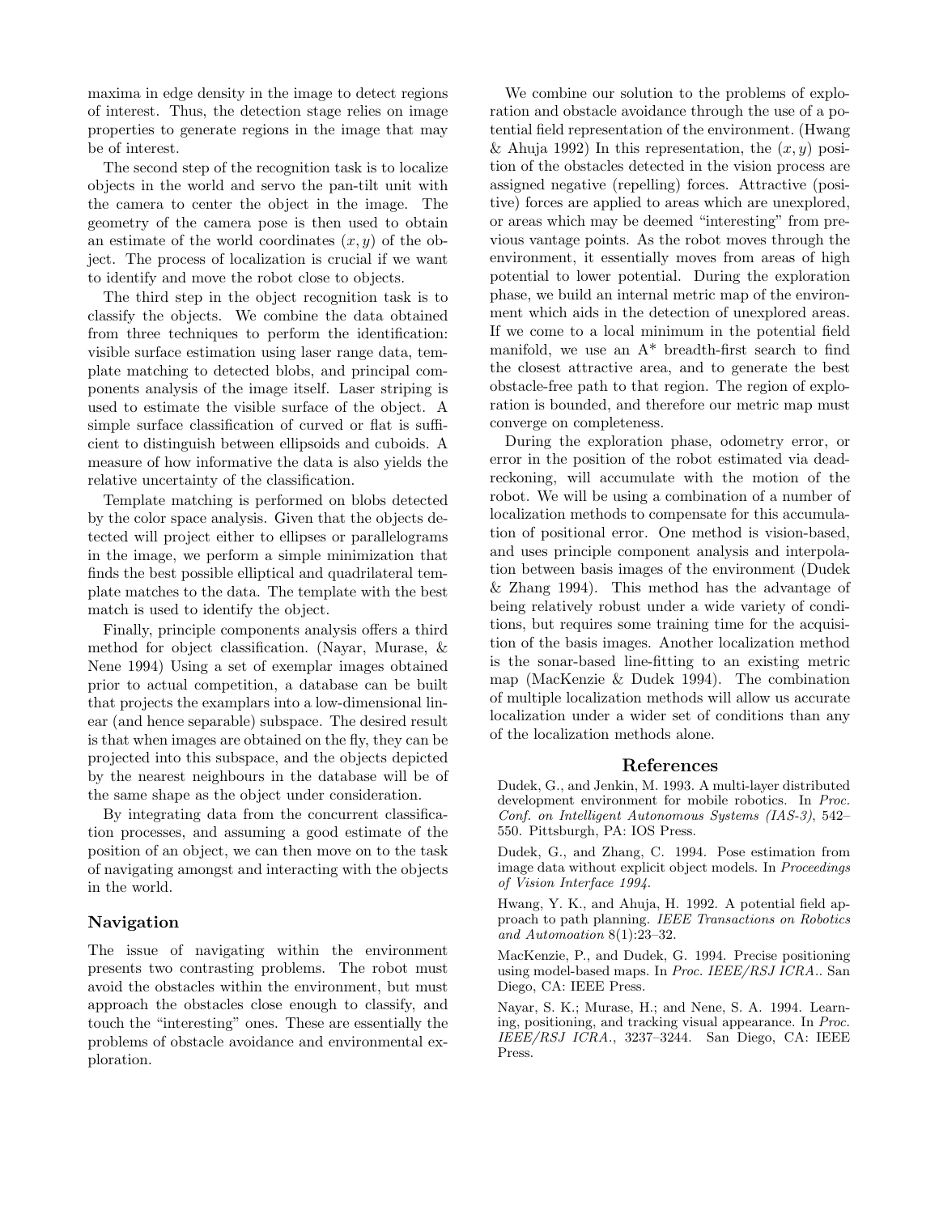maxima in edge density in the image to detect regions of interest. Thus, the detection stage relies on image properties to generate regions in the image that may be of interest.

The second step of the recognition task is to localize objects in the world and servo the pan-tilt unit with the camera to center the object in the image. The geometry of the camera pose is then used to obtain an estimate of the world coordinates $(x, y)$ of the object. The process of localization is crucial if we want to identify and move the robot close to objects.

The third step in the object recognition task is to classify the objects. We combine the data obtained from three techniques to perform the identification: visible surface estimation using laser range data, template matching to detected blobs, and principal components analysis of the image itself. Laser striping is used to estimate the visible surface of the object. A simple surface classification of curved or flat is sufficient to distinguish between ellipsoids and cuboids. A measure of how informative the data is also yields the relative uncertainty of the classification.

Template matching is performed on blobs detected by the color space analysis. Given that the objects detected will project either to ellipses or parallelograms in the image, we perform a simple minimization that finds the best possible elliptical and quadrilateral template matches to the data. The template with the best match is used to identify the object.

Finally, principle components analysis offers a third method for object classification. (Nayar, Murase, & Nene 1994) Using a set of exemplar images obtained prior to actual competition, a database can be built that projects the examplars into a low-dimensional linear (and hence separable) subspace. The desired result is that when images are obtained on the fly, they can be projected into this subspace, and the objects depicted by the nearest neighbours in the database will be of the same shape as the object under consideration.

By integrating data from the concurrent classification processes, and assuming a good estimate of the position of an object, we can then move on to the task of navigating amongst and interacting with the objects in the world.

## Navigation

The issue of navigating within the environment presents two contrasting problems. The robot must avoid the obstacles within the environment, but must approach the obstacles close enough to classify, and touch the "interesting" ones. These are essentially the problems of obstacle avoidance and environmental exploration.

We combine our solution to the problems of exploration and obstacle avoidance through the use of a potential field representation of the environment. (Hwang & Ahuja 1992) In this representation, the $(x, y)$ position of the obstacles detected in the vision process are assigned negative (repelling) forces. Attractive (positive) forces are applied to areas which are unexplored, or areas which may be deemed "interesting" from previous vantage points. As the robot moves through the environment, it essentially moves from areas of high potential to lower potential. During the exploration phase, we build an internal metric map of the environment which aids in the detection of unexplored areas. If we come to a local minimum in the potential field manifold, we use an A* breadth-first search to find the closest attractive area, and to generate the best obstacle-free path to that region. The region of exploration is bounded, and therefore our metric map must converge on completeness.

During the exploration phase, odometry error, or error in the position of the robot estimated via dead-reckoning, will accumulate with the motion of the robot. We will be using a combination of a number of localization methods to compensate for this accumulation of positional error. One method is vision-based, and uses principle component analysis and interpolation between basis images of the environment (Dudek & Zhang 1994). This method has the advantage of being relatively robust under a wide variety of conditions, but requires some training time for the acquisition of the basis images. Another localization method is the sonar-based line-fitting to an existing metric map (MacKenzie & Dudek 1994). The combination of multiple localization methods will allow us accurate localization under a wider set of conditions than any of the localization methods alone.

## References

Dudek, G., and Jenkin, M. 1993. A multi-layer distributed development environment for mobile robotics. In *Proc. Conf. on Intelligent Autonomous Systems (IAS-3)*, 542–550. Pittsburgh, PA: IOS Press.

Dudek, G., and Zhang, C. 1994. Pose estimation from image data without explicit object models. In *Proceedings of Vision Interface 1994*.

Hwang, Y. K., and Ahuja, H. 1992. A potential field approach to path planning. *IEEE Transactions on Robotics and Automoation* 8(1):23–32.

MacKenzie, P., and Dudek, G. 1994. Precise positioning using model-based maps. In *Proc. IEEE/RSJ ICRA.*. San Diego, CA: IEEE Press.

Nayar, S. K.; Murase, H.; and Nene, S. A. 1994. Learning, positioning, and tracking visual appearance. In *Proc. IEEE/RSJ ICRA.*, 3237–3244. San Diego, CA: IEEE Press.